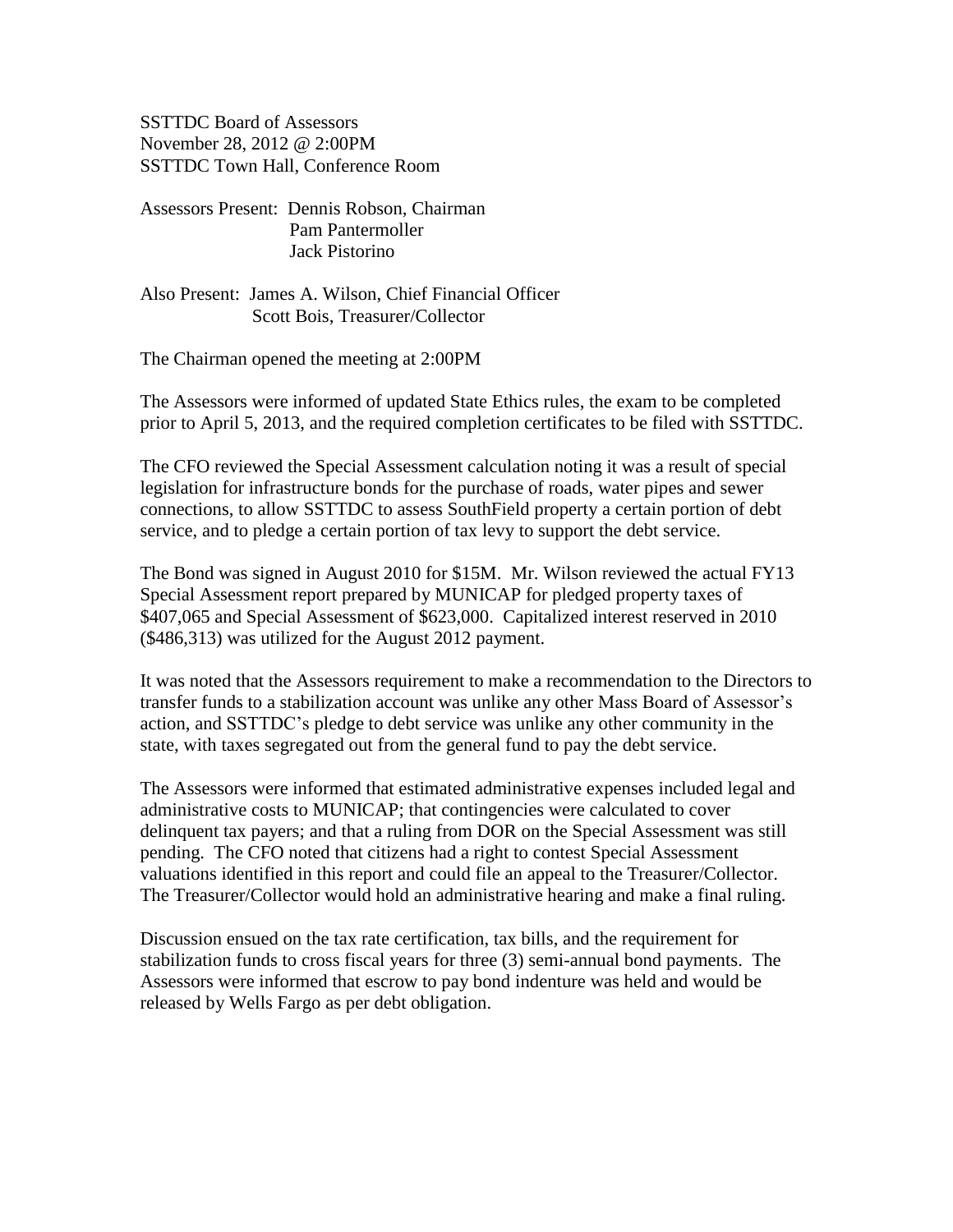SSTTDC Board of Assessors
November 28, 2012 @ 2:00PM
SSTTDC Town Hall, Conference Room

Assessors Present: Dennis Robson, Chairman
Pam Pantermoller
Jack Pistorino

Also Present: James A. Wilson, Chief Financial Officer
Scott Bois, Treasurer/Collector

The Chairman opened the meeting at 2:00PM

The Assessors were informed of updated State Ethics rules, the exam to be completed prior to April 5, 2013, and the required completion certificates to be filed with SSTTDC.

The CFO reviewed the Special Assessment calculation noting it was a result of special legislation for infrastructure bonds for the purchase of roads, water pipes and sewer connections, to allow SSTTDC to assess SouthField property a certain portion of debt service, and to pledge a certain portion of tax levy to support the debt service.

The Bond was signed in August 2010 for $15M. Mr. Wilson reviewed the actual FY13 Special Assessment report prepared by MUNICAP for pledged property taxes of $407,065 and Special Assessment of $623,000. Capitalized interest reserved in 2010 ($486,313) was utilized for the August 2012 payment.

It was noted that the Assessors requirement to make a recommendation to the Directors to transfer funds to a stabilization account was unlike any other Mass Board of Assessor's action, and SSTTDC's pledge to debt service was unlike any other community in the state, with taxes segregated out from the general fund to pay the debt service.

The Assessors were informed that estimated administrative expenses included legal and administrative costs to MUNICAP; that contingencies were calculated to cover delinquent tax payers; and that a ruling from DOR on the Special Assessment was still pending. The CFO noted that citizens had a right to contest Special Assessment valuations identified in this report and could file an appeal to the Treasurer/Collector. The Treasurer/Collector would hold an administrative hearing and make a final ruling.

Discussion ensued on the tax rate certification, tax bills, and the requirement for stabilization funds to cross fiscal years for three (3) semi-annual bond payments. The Assessors were informed that escrow to pay bond indenture was held and would be released by Wells Fargo as per debt obligation.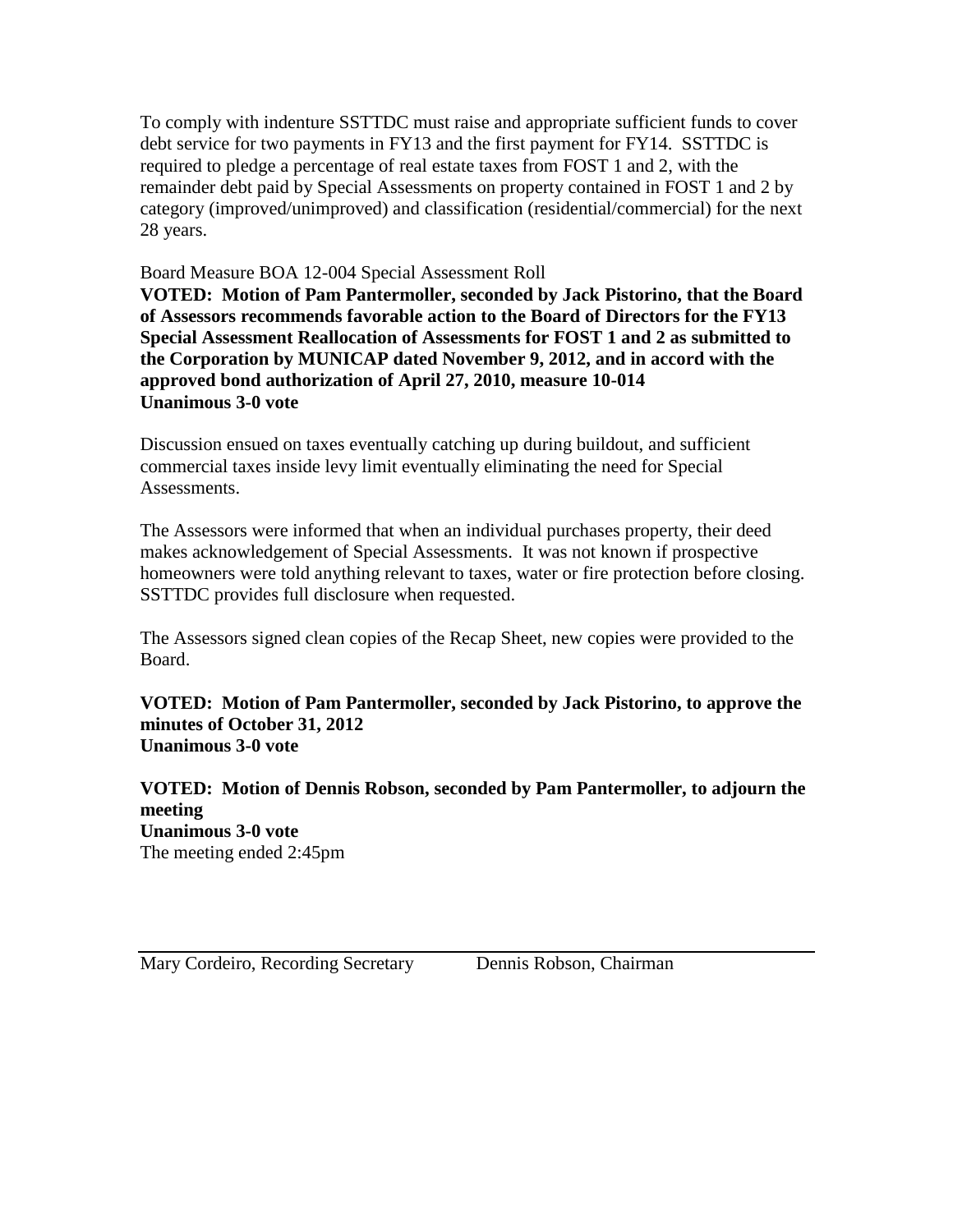To comply with indenture SSTTDC must raise and appropriate sufficient funds to cover debt service for two payments in FY13 and the first payment for FY14. SSTTDC is required to pledge a percentage of real estate taxes from FOST 1 and 2, with the remainder debt paid by Special Assessments on property contained in FOST 1 and 2 by category (improved/unimproved) and classification (residential/commercial) for the next 28 years.

Board Measure BOA 12-004 Special Assessment Roll

**VOTED: Motion of Pam Pantermoller, seconded by Jack Pistorino, that the Board of Assessors recommends favorable action to the Board of Directors for the FY13 Special Assessment Reallocation of Assessments for FOST 1 and 2 as submitted to the Corporation by MUNICAP dated November 9, 2012, and in accord with the approved bond authorization of April 27, 2010, measure 10-014**
**Unanimous 3-0 vote**

Discussion ensued on taxes eventually catching up during buildout, and sufficient commercial taxes inside levy limit eventually eliminating the need for Special Assessments.

The Assessors were informed that when an individual purchases property, their deed makes acknowledgement of Special Assessments. It was not known if prospective homeowners were told anything relevant to taxes, water or fire protection before closing. SSTTDC provides full disclosure when requested.

The Assessors signed clean copies of the Recap Sheet, new copies were provided to the Board.

**VOTED: Motion of Pam Pantermoller, seconded by Jack Pistorino, to approve the minutes of October 31, 2012**
**Unanimous 3-0 vote**

**VOTED: Motion of Dennis Robson, seconded by Pam Pantermoller, to adjourn the meeting**
**Unanimous 3-0 vote**
The meeting ended 2:45pm

Mary Cordeiro, Recording Secretary  Dennis Robson, Chairman